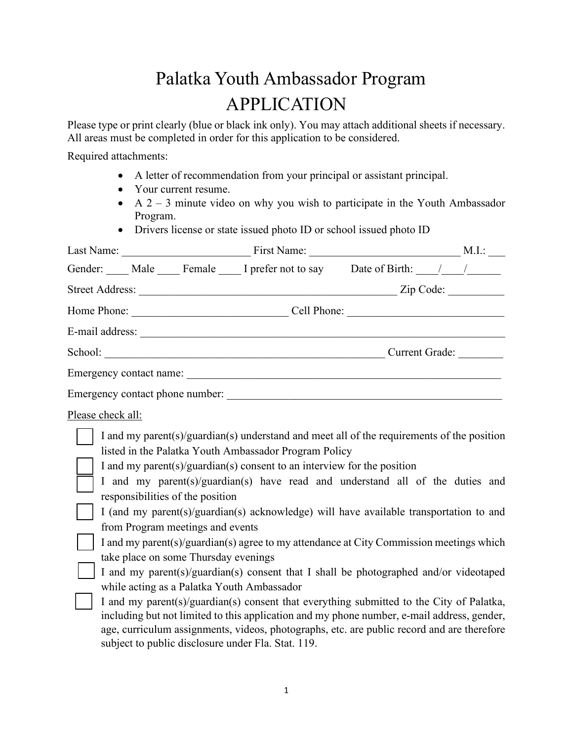# Palatka Youth Ambassador Program

# APPLICATION

Please type or print clearly (blue or black ink only). You may attach additional sheets if necessary. All areas must be completed in order for this application to be considered.

Required attachments:

- A letter of recommendation from your principal or assistant principal.
- Your current resume.
- A 2 – 3 minute video on why you wish to participate in the Youth Ambassador Program.
- Drivers license or state issued photo ID or school issued photo ID

Last Name: _______________________ First Name: ___________________________ M.I.: ___

Gender: ____ Male ____ Female ____ I prefer not to say      Date of Birth: ____/____/______

Street Address: ______________________________________________ Zip Code: __________

Home Phone: ___________________________ Cell Phone: ___________________________

E-mail address: ____________________________________________________________

School: ___________________________________________________ Current Grade: ________

Emergency contact name: _____________________________________________________

Emergency contact phone number: ______________________________________________

Please check all:

- ☐ I and my parent(s)/guardian(s) understand and meet all of the requirements of the position listed in the Palatka Youth Ambassador Program Policy
- ☐ I and my parent(s)/guardian(s) consent to an interview for the position
- ☐ I and my parent(s)/guardian(s) have read and understand all of the duties and responsibilities of the position
- ☐ I (and my parent(s)/guardian(s) acknowledge) will have available transportation to and from Program meetings and events
- ☐ I and my parent(s)/guardian(s) agree to my attendance at City Commission meetings which take place on some Thursday evenings
- ☐ I and my parent(s)/guardian(s) consent that I shall be photographed and/or videotaped while acting as a Palatka Youth Ambassador
- ☐ I and my parent(s)/guardian(s) consent that everything submitted to the City of Palatka, including but not limited to this application and my phone number, e-mail address, gender, age, curriculum assignments, videos, photographs, etc. are public record and are therefore subject to public disclosure under Fla. Stat. 119.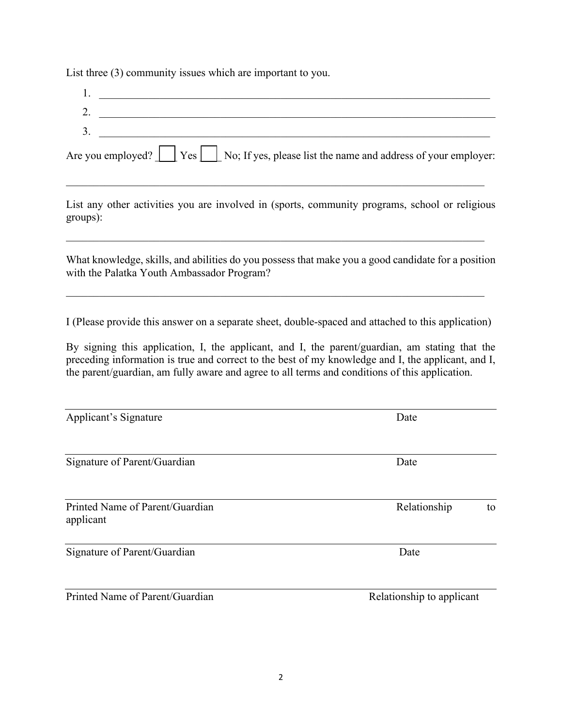List three (3) community issues which are important to you.

1. ______________________________________________________________________________
2. ______________________________________________________________________________
3. ______________________________________________________________________________

Are you employed? ☐ Yes ☐ No; If yes, please list the name and address of your employer:

______________________________________________________________________________

List any other activities you are involved in (sports, community programs, school or religious groups):

______________________________________________________________________________

What knowledge, skills, and abilities do you possess that make you a good candidate for a position with the Palatka Youth Ambassador Program?

______________________________________________________________________________

I (Please provide this answer on a separate sheet, double-spaced and attached to this application)

By signing this application, I, the applicant, and I, the parent/guardian, am stating that the preceding information is true and correct to the best of my knowledge and I, the applicant, and I, the parent/guardian, am fully aware and agree to all terms and conditions of this application.

______________________________________________________________________________
Applicant's Signature                                                                                    Date

______________________________________________________________________________
Signature of Parent/Guardian                                                                       Date

______________________________________________________________________________
Printed Name of Parent/Guardian                                                               Relationship to applicant

______________________________________________________________________________
Signature of Parent/Guardian                                                                       Date

______________________________________________________________________________
Printed Name of Parent/Guardian                                                               Relationship to applicant